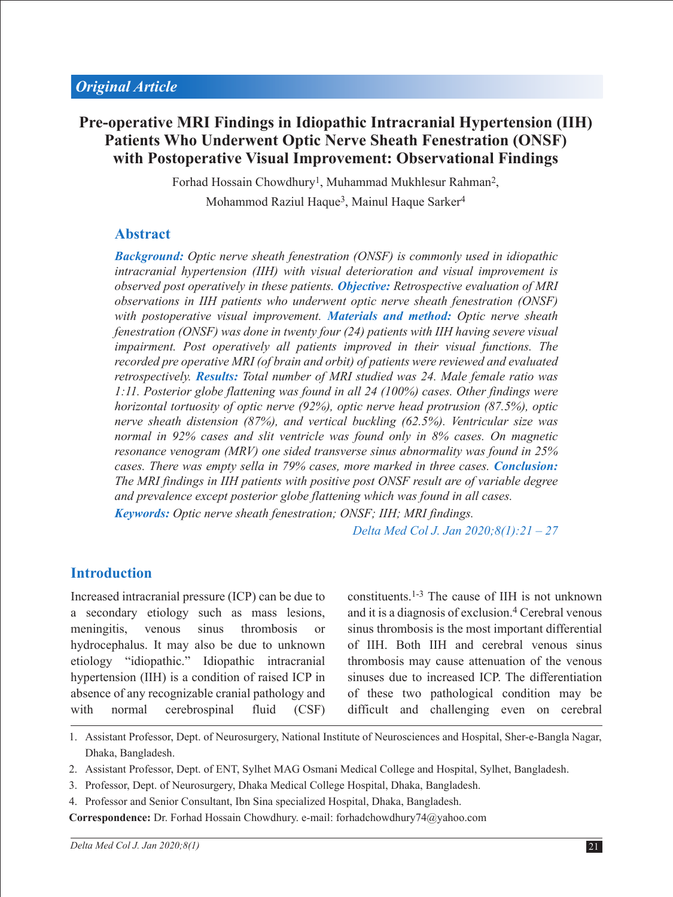*Original Article*

# Pre-operative MRI Findings in Idiopathic Intracranial Hypertension (IIH) Patients Who Underwent Optic Nerve Sheath Fenestration (ONSF) with Postoperative Visual Improvement: Observational Findings

Forhad Hossain Chowdhury[1], Muhammad Mukhlesur Rahman[2], Mohammod Raziul Haque[3], Mainul Haque Sarker[4]

## Abstract

***Background:*** *Optic nerve sheath fenestration (ONSF) is commonly used in idiopathic intracranial hypertension (IIH) with visual deterioration and visual improvement is observed post operatively in these patients.* ***Objective:*** *Retrospective evaluation of MRI observations in IIH patients who underwent optic nerve sheath fenestration (ONSF) with postoperative visual improvement.* ***Materials and method:*** *Optic nerve sheath fenestration (ONSF) was done in twenty four (24) patients with IIH having severe visual impairment. Post operatively all patients improved in their visual functions. The recorded pre operative MRI (of brain and orbit) of patients were reviewed and evaluated retrospectively.* ***Results:*** *Total number of MRI studied was 24. Male female ratio was 1:11. Posterior globe flattening was found in all 24 (100%) cases. Other findings were horizontal tortuosity of optic nerve (92%), optic nerve head protrusion (87.5%), optic nerve sheath distension (87%), and vertical buckling (62.5%). Ventricular size was normal in 92% cases and slit ventricle was found only in 8% cases. On magnetic resonance venogram (MRV) one sided transverse sinus abnormality was found in 25% cases. There was empty sella in 79% cases, more marked in three cases.* ***Conclusion:*** *The MRI findings in IIH patients with positive post ONSF result are of variable degree and prevalence except posterior globe flattening which was found in all cases.*

***Keywords:*** *Optic nerve sheath fenestration; ONSF; IIH; MRI findings.*

*Delta Med Col J. Jan 2020;8(1):21 – 27*

## Introduction

Increased intracranial pressure (ICP) can be due to a secondary etiology such as mass lesions, meningitis, venous sinus thrombosis or hydrocephalus. It may also be due to unknown etiology "idiopathic." Idiopathic intracranial hypertension (IIH) is a condition of raised ICP in absence of any recognizable cranial pathology and with normal cerebrospinal fluid (CSF) constituents.[1-3] The cause of IIH is not unknown and it is a diagnosis of exclusion.[4] Cerebral venous sinus thrombosis is the most important differential of IIH. Both IIH and cerebral venous sinus thrombosis may cause attenuation of the venous sinuses due to increased ICP. The differentiation of these two pathological condition may be difficult and challenging even on cerebral

1. Assistant Professor, Dept. of Neurosurgery, National Institute of Neurosciences and Hospital, Sher-e-Bangla Nagar, Dhaka, Bangladesh.
2. Assistant Professor, Dept. of ENT, Sylhet MAG Osmani Medical College and Hospital, Sylhet, Bangladesh.
3. Professor, Dept. of Neurosurgery, Dhaka Medical College Hospital, Dhaka, Bangladesh.
4. Professor and Senior Consultant, Ibn Sina specialized Hospital, Dhaka, Bangladesh.

**Correspondence:** Dr. Forhad Hossain Chowdhury. e-mail: forhadchowdhury74@yahoo.com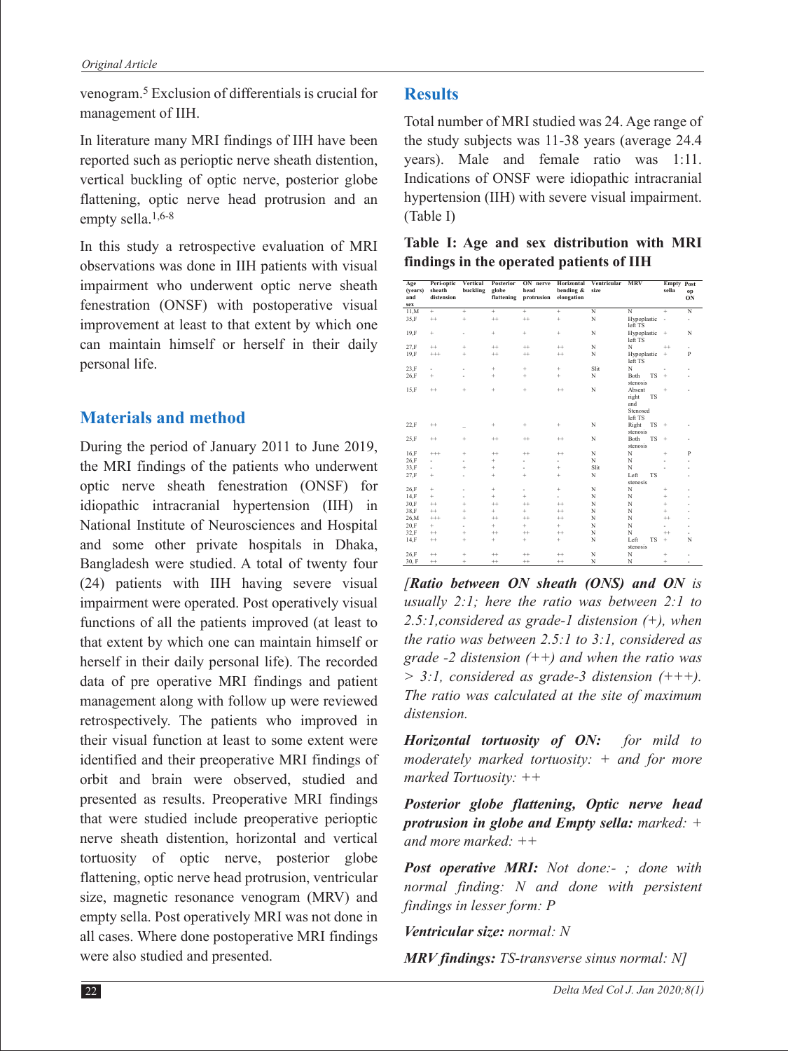venogram.[5] Exclusion of differentials is crucial for management of IIH.

In literature many MRI findings of IIH have been reported such as perioptic nerve sheath distention, vertical buckling of optic nerve, posterior globe flattening, optic nerve head protrusion and an empty sella.[1,6-8]

In this study a retrospective evaluation of MRI observations was done in IIH patients with visual impairment who underwent optic nerve sheath fenestration (ONSF) with postoperative visual improvement at least to that extent by which one can maintain himself or herself in their daily personal life.

## Materials and method

During the period of January 2011 to June 2019, the MRI findings of the patients who underwent optic nerve sheath fenestration (ONSF) for idiopathic intracranial hypertension (IIH) in National Institute of Neurosciences and Hospital and some other private hospitals in Dhaka, Bangladesh were studied. A total of twenty four (24) patients with IIH having severe visual impairment were operated. Post operatively visual functions of all the patients improved (at least to that extent by which one can maintain himself or herself in their daily personal life). The recorded data of pre operative MRI findings and patient management along with follow up were reviewed retrospectively. The patients who improved in their visual function at least to some extent were identified and their preoperative MRI findings of orbit and brain were observed, studied and presented as results. Preoperative MRI findings that were studied include preoperative perioptic nerve sheath distention, horizontal and vertical tortuosity of optic nerve, posterior globe flattening, optic nerve head protrusion, ventricular size, magnetic resonance venogram (MRV) and empty sella. Post operatively MRI was not done in all cases. Where done postoperative MRI findings were also studied and presented.

## Results

Total number of MRI studied was 24. Age range of the study subjects was 11-38 years (average 24.4 years). Male and female ratio was 1:11. Indications of ONSF were idiopathic intracranial hypertension (IIH) with severe visual impairment. (Table I)

**Table I: Age and sex distribution with MRI findings in the operated patients of IIH**

| Age (years) and sex | Peri-optic sheath distension | Vertical buckling | Posterior globe flattening | ON nerve head protrusion | Horizontal bending & elongation | Ventricular size | MRV | Empty sella | Post op ON |
|---|---|---|---|---|---|---|---|---|---|
| 11,M | + | + | + | + | + | N | N | + | N |
| 35,F | ++ | + | ++ | ++ | + | N | Hypoplastic left TS | - | - |
| 19,F | + | - | + | + | + | N | Hypoplastic left TS | + | N |
| 27,F | ++ | + | ++ | ++ | ++ | N | N | ++ | - |
| 19,F | +++ | + | ++ | ++ | ++ | N | Hypoplastic left TS | + | P |
| 23,F | - | - | + | + | + | Slit | N | - | - |
| 26,F | + | - | + | + | + | N | Both TS stenosis | + | - |
| 15,F | ++ | + | + | + | ++ | N | Absent right TS and Stenosed left TS | + | - |
| 22,F | ++ | _ | + | + | + | N | Right TS stenosis | + | - |
| 25,F | ++ | + | ++ | ++ | ++ | N | Both TS stenosis | + | - |
| 16,F | +++ | + | ++ | ++ | ++ | N | N | + | P |
| 26,F | - | - | + | - | + | N | N | + | - |
| 33,F | - | + | + | - | + | Slit | N | - | - |
| 27,F | + | - | + | + | + | N | Left TS stenosis | - | - |
| 26,F | + | - | + | - | + | N | N | + | - |
| 14,F | + | - | + | + | - | N | N | + | - |
| 30,F | ++ | + | ++ | ++ | ++ | N | N | + | - |
| 38,F | ++ | + | + | + | ++ | N | N | + | - |
| 26,M | +++ | + | ++ | ++ | ++ | N | N | ++ | - |
| 20,F | + | - | + | + | + | N | N | - | - |
| 32,F | ++ | + | ++ | ++ | ++ | N | N | ++ | - |
| 14,F | ++ | + | + | + | + | N | Left TS stenosis | + | N |
| 26,F | ++ | + | ++ | ++ | ++ | N | N | + | - |
| 30, F | ++ | + | ++ | ++ | ++ | N | N | + | - |

*[Ratio between ON sheath (ONS) and ON is usually 2:1; here the ratio was between 2:1 to 2.5:1,considered as grade-1 distension (+), when the ratio was between 2.5:1 to 3:1, considered as grade -2 distension (++) and when the ratio was > 3:1, considered as grade-3 distension (+++). The ratio was calculated at the site of maximum distension.*

***Horizontal tortuosity of ON:*** *for mild to moderately marked tortuosity: + and for more marked Tortuosity: ++*

***Posterior globe flattening, Optic nerve head protrusion in globe and Empty sella:*** *marked: + and more marked: ++*

***Post operative MRI:*** *Not done:- ; done with normal finding: N and done with persistent findings in lesser form: P*

***Ventricular size:*** *normal: N*

***MRV findings:*** *TS-transverse sinus normal: N]*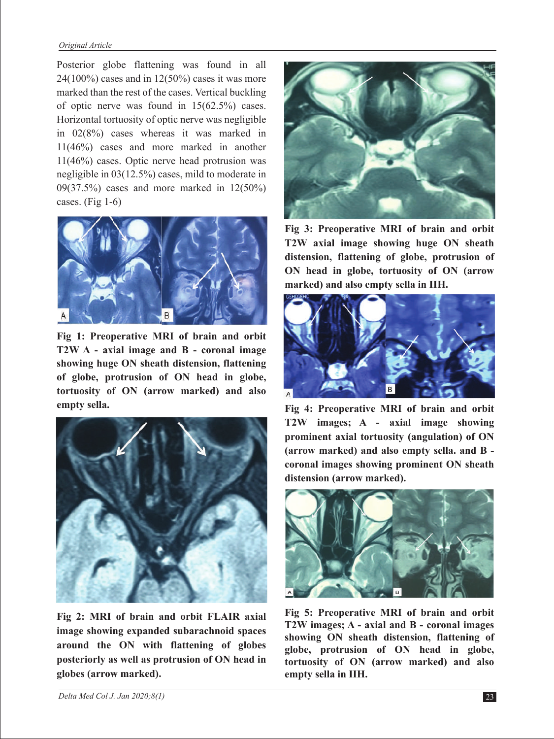Posterior globe flattening was found in all 24(100%) cases and in 12(50%) cases it was more marked than the rest of the cases. Vertical buckling of optic nerve was found in 15(62.5%) cases. Horizontal tortuosity of optic nerve was negligible in 02(8%) cases whereas it was marked in 11(46%) cases and more marked in another 11(46%) cases. Optic nerve head protrusion was negligible in 03(12.5%) cases, mild to moderate in 09(37.5%) cases and more marked in 12(50%) cases. (Fig 1-6)

**Fig 1: Preoperative MRI of brain and orbit T2W A - axial image and B - coronal image showing huge ON sheath distension, flattening of globe, protrusion of ON head in globe, tortuosity of ON (arrow marked) and also empty sella.**

**Fig 2: MRI of brain and orbit FLAIR axial image showing expanded subarachnoid spaces around the ON with flattening of globes posteriorly as well as protrusion of ON head in globes (arrow marked).**

**Fig 3: Preoperative MRI of brain and orbit T2W axial image showing huge ON sheath distension, flattening of globe, protrusion of ON head in globe, tortuosity of ON (arrow marked) and also empty sella in IIH.**

**Fig 4: Preoperative MRI of brain and orbit T2W images; A - axial image showing prominent axial tortuosity (angulation) of ON (arrow marked) and also empty sella. and B - coronal images showing prominent ON sheath distension (arrow marked).**

**Fig 5: Preoperative MRI of brain and orbit T2W images; A - axial and B - coronal images showing ON sheath distension, flattening of globe, protrusion of ON head in globe, tortuosity of ON (arrow marked) and also empty sella in IIH.**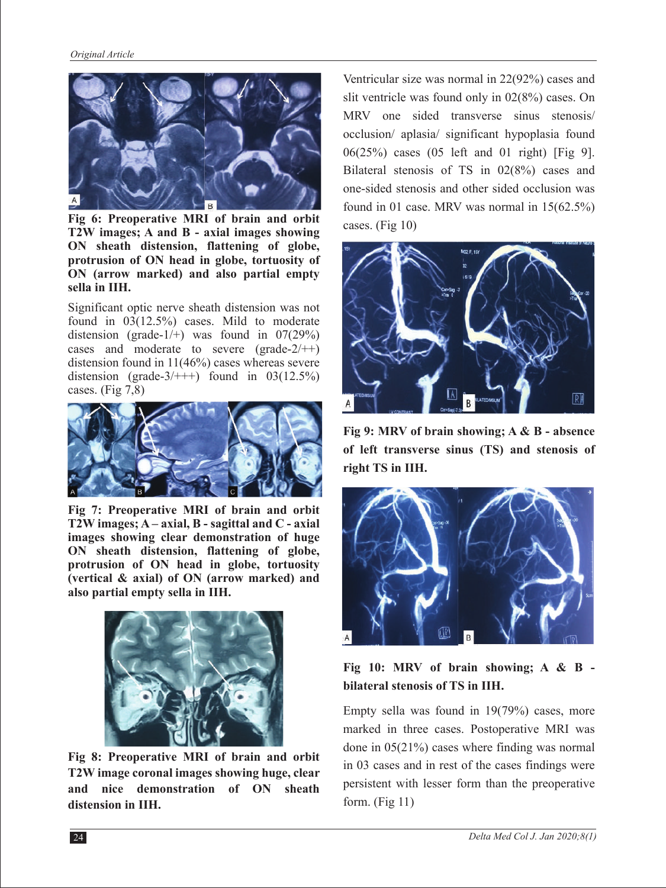**Fig 6: Preoperative MRI of brain and orbit T2W images; A and B - axial images showing ON sheath distension, flattening of globe, protrusion of ON head in globe, tortuosity of ON (arrow marked) and also partial empty sella in IIH.**

Significant optic nerve sheath distension was not found in 03(12.5%) cases. Mild to moderate distension (grade-1/+) was found in 07(29%) cases and moderate to severe (grade-2/++) distension found in 11(46%) cases whereas severe distension (grade-3/+++) found in 03(12.5%) cases. (Fig 7,8)

**Fig 7: Preoperative MRI of brain and orbit T2W images; A – axial, B - sagittal and C - axial images showing clear demonstration of huge ON sheath distension, flattening of globe, protrusion of ON head in globe, tortuosity (vertical & axial) of ON (arrow marked) and also partial empty sella in IIH.**

**Fig 8: Preoperative MRI of brain and orbit T2W image coronal images showing huge, clear and nice demonstration of ON sheath distension in IIH.**

Ventricular size was normal in 22(92%) cases and slit ventricle was found only in 02(8%) cases. On MRV one sided transverse sinus stenosis/ occlusion/ aplasia/ significant hypoplasia found 06(25%) cases (05 left and 01 right) [Fig 9]. Bilateral stenosis of TS in 02(8%) cases and one-sided stenosis and other sided occlusion was found in 01 case. MRV was normal in 15(62.5%) cases. (Fig 10)

**Fig 9: MRV of brain showing; A & B - absence of left transverse sinus (TS) and stenosis of right TS in IIH.**

**Fig 10: MRV of brain showing; A & B - bilateral stenosis of TS in IIH.**

Empty sella was found in 19(79%) cases, more marked in three cases. Postoperative MRI was done in 05(21%) cases where finding was normal in 03 cases and in rest of the cases findings were persistent with lesser form than the preoperative form. (Fig 11)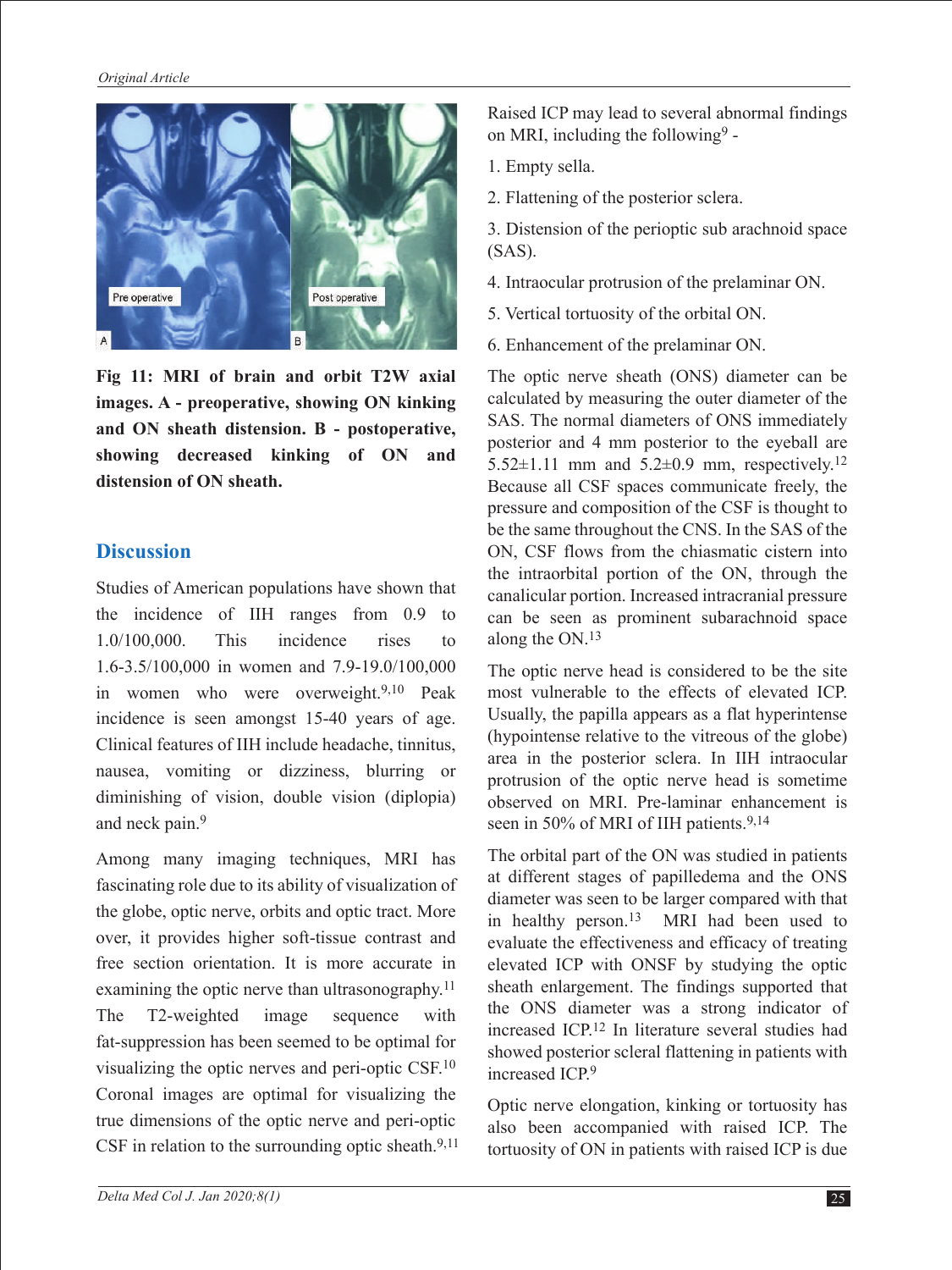**Fig 11: MRI of brain and orbit T2W axial images. A - preoperative, showing ON kinking and ON sheath distension. B - postoperative, showing decreased kinking of ON and distension of ON sheath.**

## Discussion

Studies of American populations have shown that the incidence of IIH ranges from 0.9 to 1.0/100,000. This incidence rises to 1.6-3.5/100,000 in women and 7.9-19.0/100,000 in women who were overweight.[9,10] Peak incidence is seen amongst 15-40 years of age. Clinical features of IIH include headache, tinnitus, nausea, vomiting or dizziness, blurring or diminishing of vision, double vision (diplopia) and neck pain.[9]

Among many imaging techniques, MRI has fascinating role due to its ability of visualization of the globe, optic nerve, orbits and optic tract. More over, it provides higher soft-tissue contrast and free section orientation. It is more accurate in examining the optic nerve than ultrasonography.[11] The T2-weighted image sequence with fat-suppression has been seemed to be optimal for visualizing the optic nerves and peri-optic CSF.[10] Coronal images are optimal for visualizing the true dimensions of the optic nerve and peri-optic CSF in relation to the surrounding optic sheath.[9,11]

Raised ICP may lead to several abnormal findings on MRI, including the following[9] -

1. Empty sella.
2. Flattening of the posterior sclera.
3. Distension of the perioptic sub arachnoid space (SAS).
4. Intraocular protrusion of the prelaminar ON.
5. Vertical tortuosity of the orbital ON.
6. Enhancement of the prelaminar ON.

The optic nerve sheath (ONS) diameter can be calculated by measuring the outer diameter of the SAS. The normal diameters of ONS immediately posterior and 4 mm posterior to the eyeball are 5.52±1.11 mm and 5.2±0.9 mm, respectively.[12] Because all CSF spaces communicate freely, the pressure and composition of the CSF is thought to be the same throughout the CNS. In the SAS of the ON, CSF flows from the chiasmatic cistern into the intraorbital portion of the ON, through the canalicular portion. Increased intracranial pressure can be seen as prominent subarachnoid space along the ON.[13]

The optic nerve head is considered to be the site most vulnerable to the effects of elevated ICP. Usually, the papilla appears as a flat hyperintense (hypointense relative to the vitreous of the globe) area in the posterior sclera. In IIH intraocular protrusion of the optic nerve head is sometime observed on MRI. Pre-laminar enhancement is seen in 50% of MRI of IIH patients.[9,14]

The orbital part of the ON was studied in patients at different stages of papilledema and the ONS diameter was seen to be larger compared with that in healthy person.[13] MRI had been used to evaluate the effectiveness and efficacy of treating elevated ICP with ONSF by studying the optic sheath enlargement. The findings supported that the ONS diameter was a strong indicator of increased ICP.[12] In literature several studies had showed posterior scleral flattening in patients with increased ICP.[9]

Optic nerve elongation, kinking or tortuosity has also been accompanied with raised ICP. The tortuosity of ON in patients with raised ICP is due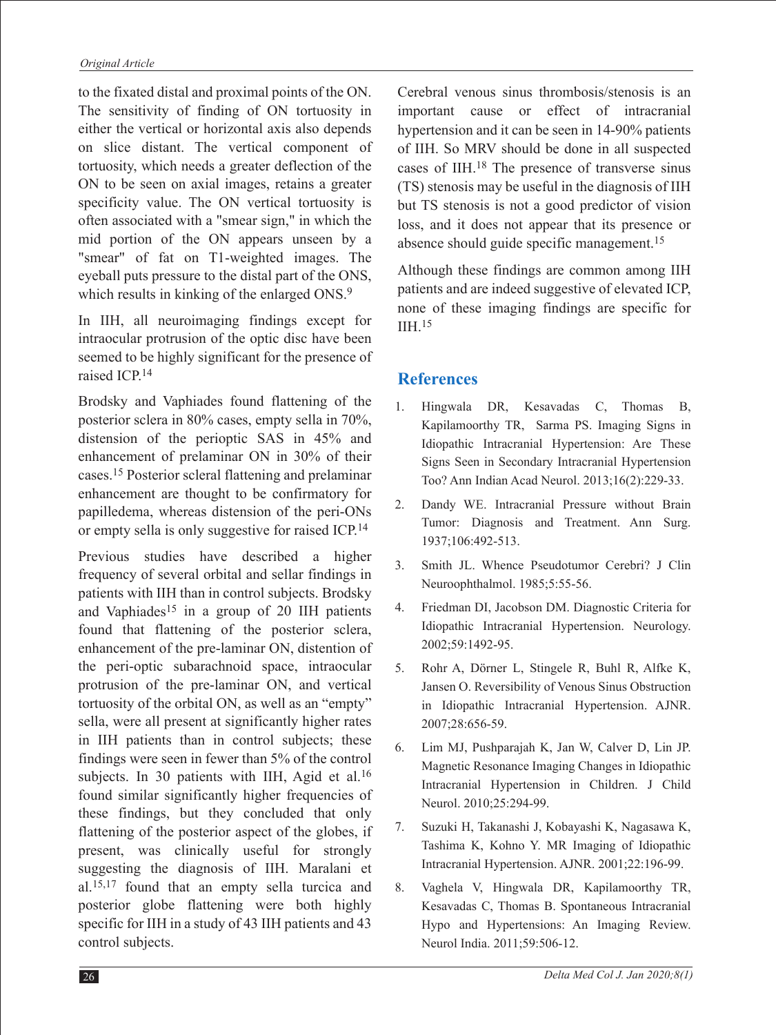to the fixated distal and proximal points of the ON. The sensitivity of finding of ON tortuosity in either the vertical or horizontal axis also depends on slice distant. The vertical component of tortuosity, which needs a greater deflection of the ON to be seen on axial images, retains a greater specificity value. The ON vertical tortuosity is often associated with a "smear sign," in which the mid portion of the ON appears unseen by a "smear" of fat on T1-weighted images. The eyeball puts pressure to the distal part of the ONS, which results in kinking of the enlarged ONS.[9]

In IIH, all neuroimaging findings except for intraocular protrusion of the optic disc have been seemed to be highly significant for the presence of raised ICP.[14]

Brodsky and Vaphiades found flattening of the posterior sclera in 80% cases, empty sella in 70%, distension of the perioptic SAS in 45% and enhancement of prelaminar ON in 30% of their cases.[15] Posterior scleral flattening and prelaminar enhancement are thought to be confirmatory for papilledema, whereas distension of the peri-ONs or empty sella is only suggestive for raised ICP.[14]

Previous studies have described a higher frequency of several orbital and sellar findings in patients with IIH than in control subjects. Brodsky and Vaphiades[15] in a group of 20 IIH patients found that flattening of the posterior sclera, enhancement of the pre-laminar ON, distention of the peri-optic subarachnoid space, intraocular protrusion of the pre-laminar ON, and vertical tortuosity of the orbital ON, as well as an "empty" sella, were all present at significantly higher rates in IIH patients than in control subjects; these findings were seen in fewer than 5% of the control subjects. In 30 patients with IIH, Agid et al.[16] found similar significantly higher frequencies of these findings, but they concluded that only flattening of the posterior aspect of the globes, if present, was clinically useful for strongly suggesting the diagnosis of IIH. Maralani et al.[15,17] found that an empty sella turcica and posterior globe flattening were both highly specific for IIH in a study of 43 IIH patients and 43 control subjects.

Cerebral venous sinus thrombosis/stenosis is an important cause or effect of intracranial hypertension and it can be seen in 14-90% patients of IIH. So MRV should be done in all suspected cases of IIH.[18] The presence of transverse sinus (TS) stenosis may be useful in the diagnosis of IIH but TS stenosis is not a good predictor of vision loss, and it does not appear that its presence or absence should guide specific management.[15]

Although these findings are common among IIH patients and are indeed suggestive of elevated ICP, none of these imaging findings are specific for IIH.[15]

## References

1. Hingwala DR, Kesavadas C, Thomas B, Kapilamoorthy TR, Sarma PS. Imaging Signs in Idiopathic Intracranial Hypertension: Are These Signs Seen in Secondary Intracranial Hypertension Too? Ann Indian Acad Neurol. 2013;16(2):229-33.
2. Dandy WE. Intracranial Pressure without Brain Tumor: Diagnosis and Treatment. Ann Surg. 1937;106:492-513.
3. Smith JL. Whence Pseudotumor Cerebri? J Clin Neuroophthalmol. 1985;5:55-56.
4. Friedman DI, Jacobson DM. Diagnostic Criteria for Idiopathic Intracranial Hypertension. Neurology. 2002;59:1492-95.
5. Rohr A, Dörner L, Stingele R, Buhl R, Alfke K, Jansen O. Reversibility of Venous Sinus Obstruction in Idiopathic Intracranial Hypertension. AJNR. 2007;28:656-59.
6. Lim MJ, Pushparajah K, Jan W, Calver D, Lin JP. Magnetic Resonance Imaging Changes in Idiopathic Intracranial Hypertension in Children. J Child Neurol. 2010;25:294-99.
7. Suzuki H, Takanashi J, Kobayashi K, Nagasawa K, Tashima K, Kohno Y. MR Imaging of Idiopathic Intracranial Hypertension. AJNR. 2001;22:196-99.
8. Vaghela V, Hingwala DR, Kapilamoorthy TR, Kesavadas C, Thomas B. Spontaneous Intracranial Hypo and Hypertensions: An Imaging Review. Neurol India. 2011;59:506-12.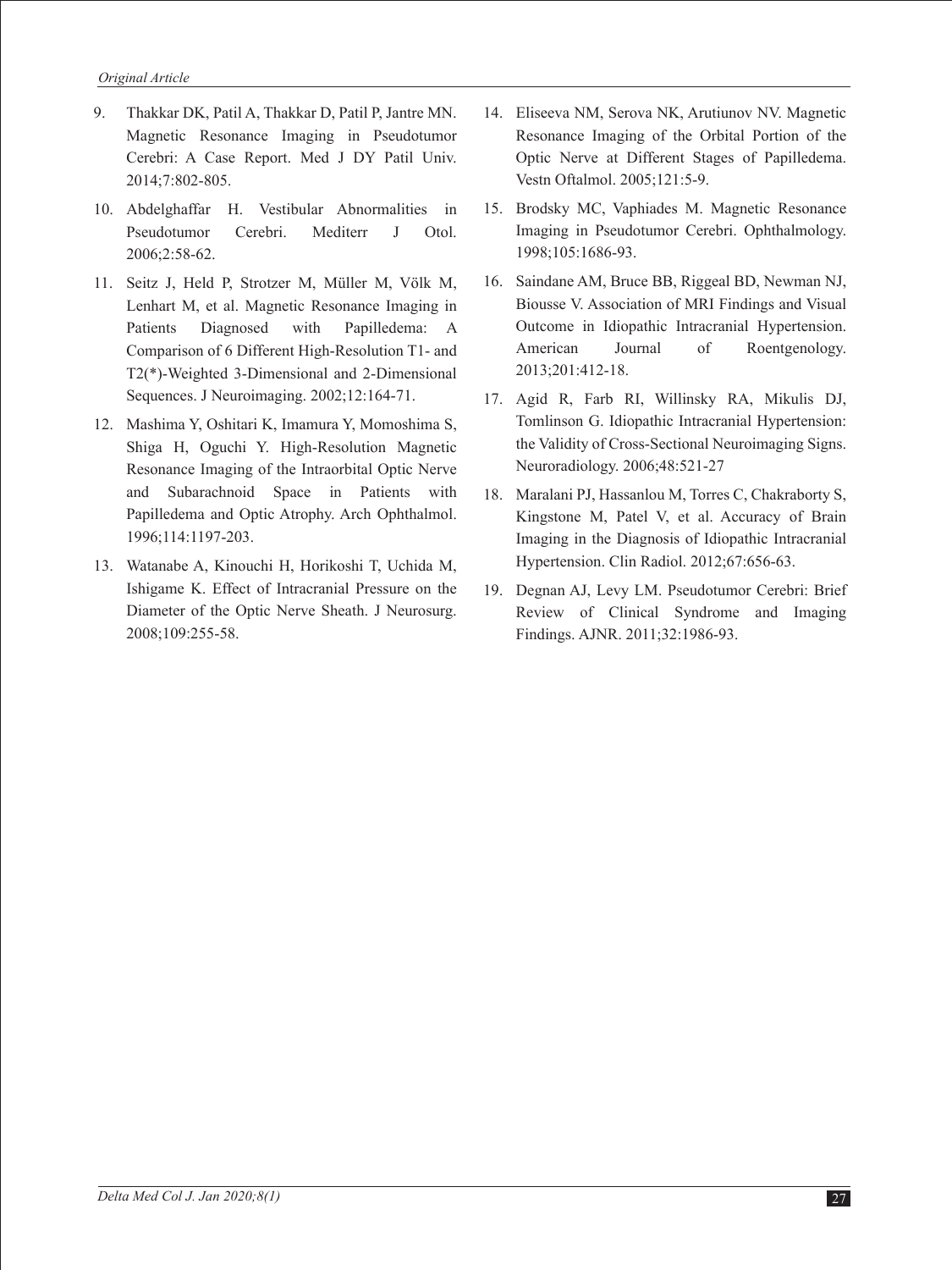9. Thakkar DK, Patil A, Thakkar D, Patil P, Jantre MN. Magnetic Resonance Imaging in Pseudotumor Cerebri: A Case Report. Med J DY Patil Univ. 2014;7:802-805.
10. Abdelghaffar H. Vestibular Abnormalities in Pseudotumor Cerebri. Mediterr J Otol. 2006;2:58-62.
11. Seitz J, Held P, Strotzer M, Müller M, Völk M, Lenhart M, et al. Magnetic Resonance Imaging in Patients Diagnosed with Papilledema: A Comparison of 6 Different High-Resolution T1- and T2(*)-Weighted 3-Dimensional and 2-Dimensional Sequences. J Neuroimaging. 2002;12:164-71.
12. Mashima Y, Oshitari K, Imamura Y, Momoshima S, Shiga H, Oguchi Y. High-Resolution Magnetic Resonance Imaging of the Intraorbital Optic Nerve and Subarachnoid Space in Patients with Papilledema and Optic Atrophy. Arch Ophthalmol. 1996;114:1197-203.
13. Watanabe A, Kinouchi H, Horikoshi T, Uchida M, Ishigame K. Effect of Intracranial Pressure on the Diameter of the Optic Nerve Sheath. J Neurosurg. 2008;109:255-58.
14. Eliseeva NM, Serova NK, Arutiunov NV. Magnetic Resonance Imaging of the Orbital Portion of the Optic Nerve at Different Stages of Papilledema. Vestn Oftalmol. 2005;121:5-9.
15. Brodsky MC, Vaphiades M. Magnetic Resonance Imaging in Pseudotumor Cerebri. Ophthalmology. 1998;105:1686-93.
16. Saindane AM, Bruce BB, Riggeal BD, Newman NJ, Biousse V. Association of MRI Findings and Visual Outcome in Idiopathic Intracranial Hypertension. American Journal of Roentgenology. 2013;201:412-18.
17. Agid R, Farb RI, Willinsky RA, Mikulis DJ, Tomlinson G. Idiopathic Intracranial Hypertension: the Validity of Cross-Sectional Neuroimaging Signs. Neuroradiology. 2006;48:521-27
18. Maralani PJ, Hassanlou M, Torres C, Chakraborty S, Kingstone M, Patel V, et al. Accuracy of Brain Imaging in the Diagnosis of Idiopathic Intracranial Hypertension. Clin Radiol. 2012;67:656-63.
19. Degnan AJ, Levy LM. Pseudotumor Cerebri: Brief Review of Clinical Syndrome and Imaging Findings. AJNR. 2011;32:1986-93.